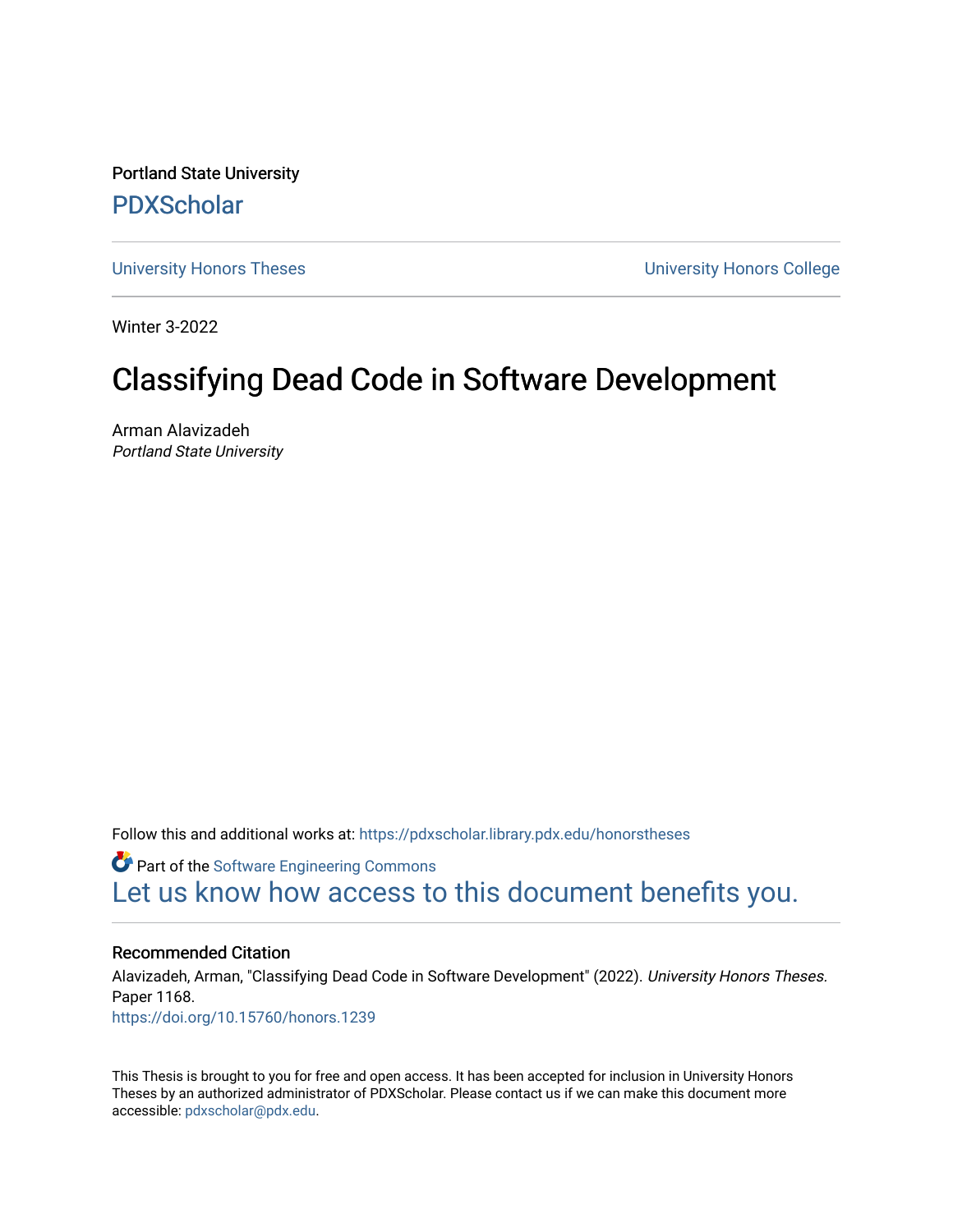Portland State University

PDXScholar

University Honors Theses | University Honors College

Winter 3-2022

# Classifying Dead Code in Software Development

Arman Alavizadeh
*Portland State University*

Follow this and additional works at: https://pdxscholar.library.pdx.edu/honorstheses

Part of the Software Engineering Commons

Let us know how access to this document benefits you.

### Recommended Citation

Alavizadeh, Arman, "Classifying Dead Code in Software Development" (2022). *University Honors Theses.* Paper 1168.
https://doi.org/10.15760/honors.1239

This Thesis is brought to you for free and open access. It has been accepted for inclusion in University Honors Theses by an authorized administrator of PDXScholar. Please contact us if we can make this document more accessible: pdxscholar@pdx.edu.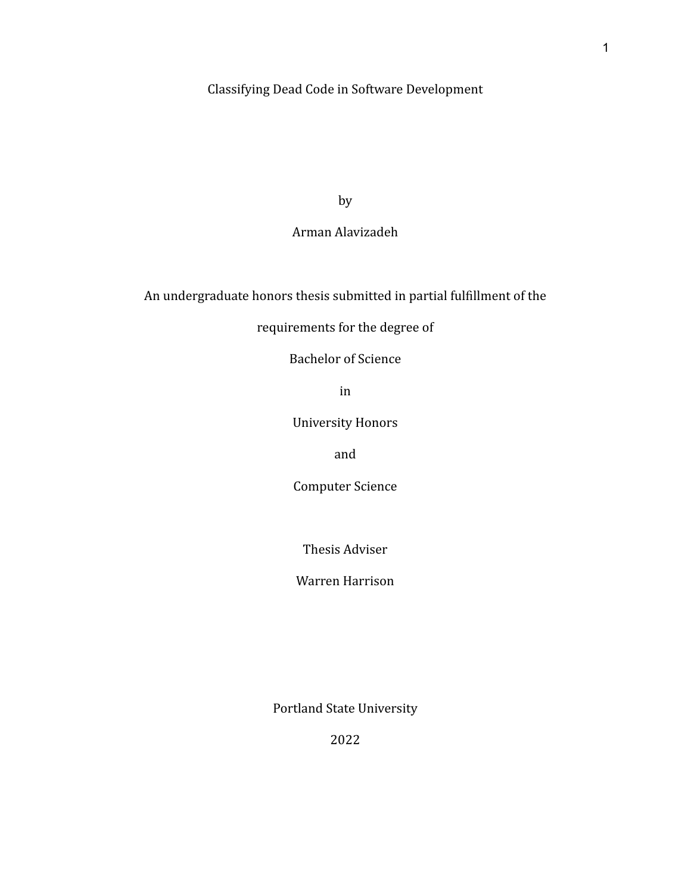# Classifying Dead Code in Software Development

by

Arman Alavizadeh

An undergraduate honors thesis submitted in partial fulfillment of the

requirements for the degree of

Bachelor of Science

in

University Honors

and

Computer Science

Thesis Adviser

Warren Harrison

Portland State University

2022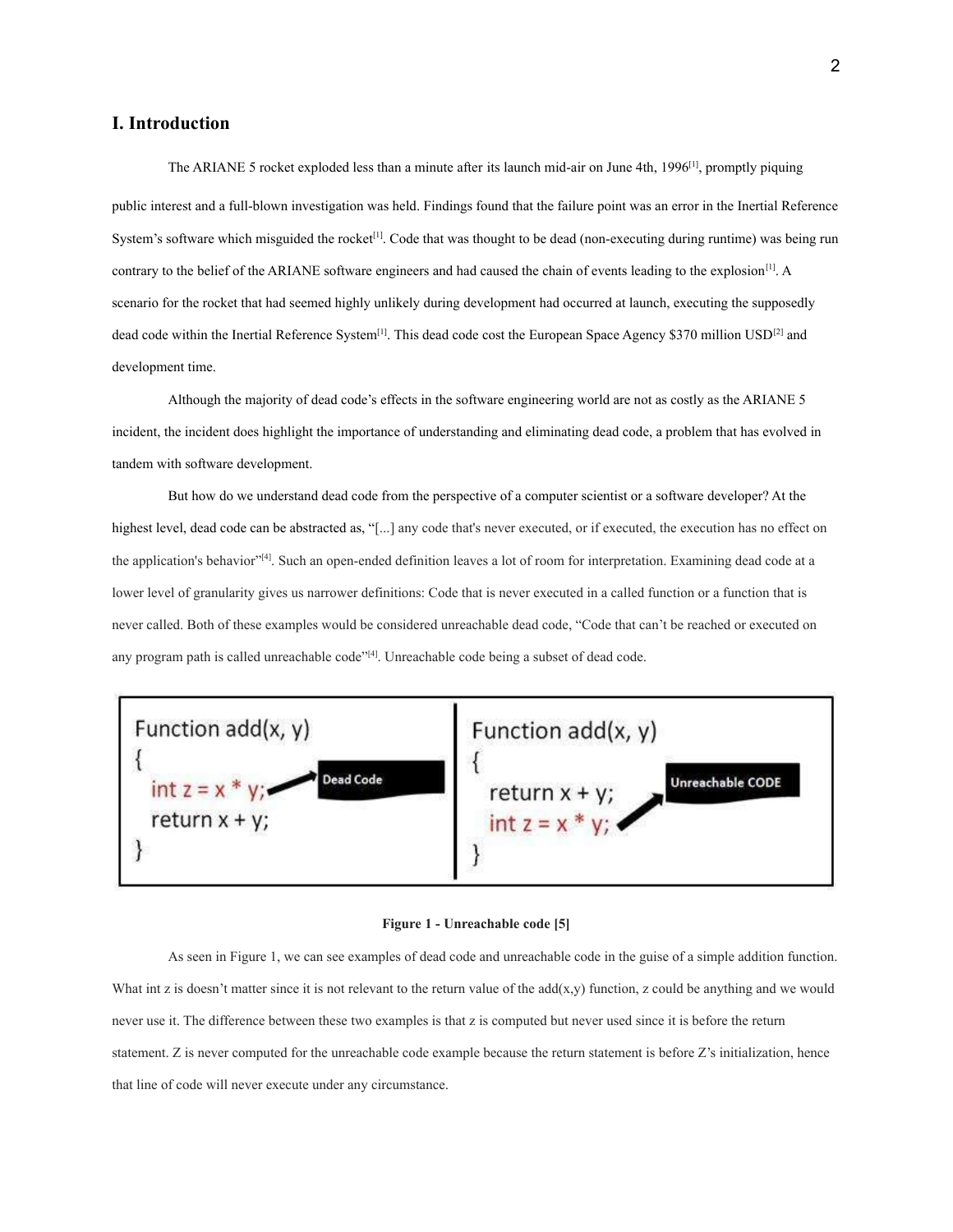## I. Introduction

The ARIANE 5 rocket exploded less than a minute after its launch mid-air on June 4th, 1996[1], promptly piquing public interest and a full-blown investigation was held. Findings found that the failure point was an error in the Inertial Reference System's software which misguided the rocket[1]. Code that was thought to be dead (non-executing during runtime) was being run contrary to the belief of the ARIANE software engineers and had caused the chain of events leading to the explosion[1]. A scenario for the rocket that had seemed highly unlikely during development had occurred at launch, executing the supposedly dead code within the Inertial Reference System[1]. This dead code cost the European Space Agency $370 million USD[2] and development time.

Although the majority of dead code's effects in the software engineering world are not as costly as the ARIANE 5 incident, the incident does highlight the importance of understanding and eliminating dead code, a problem that has evolved in tandem with software development.

But how do we understand dead code from the perspective of a computer scientist or a software developer? At the highest level, dead code can be abstracted as, "[...] any code that's never executed, or if executed, the execution has no effect on the application's behavior"[4]. Such an open-ended definition leaves a lot of room for interpretation. Examining dead code at a lower level of granularity gives us narrower definitions: Code that is never executed in a called function or a function that is never called. Both of these examples would be considered unreachable dead code, "Code that can't be reached or executed on any program path is called unreachable code"[4]. Unreachable code being a subset of dead code.

```
Function add(x, y)
{
  int z = x * y;      <- Dead Code
  return x + y;
}
```

```
Function add(x, y)
{
  return x + y;
  int z = x * y;      <- Unreachable CODE
}
```

**Figure 1 - Unreachable code [5]**

As seen in Figure 1, we can see examples of dead code and unreachable code in the guise of a simple addition function. What int z is doesn't matter since it is not relevant to the return value of the add(x,y) function, z could be anything and we would never use it. The difference between these two examples is that z is computed but never used since it is before the return statement. Z is never computed for the unreachable code example because the return statement is before Z's initialization, hence that line of code will never execute under any circumstance.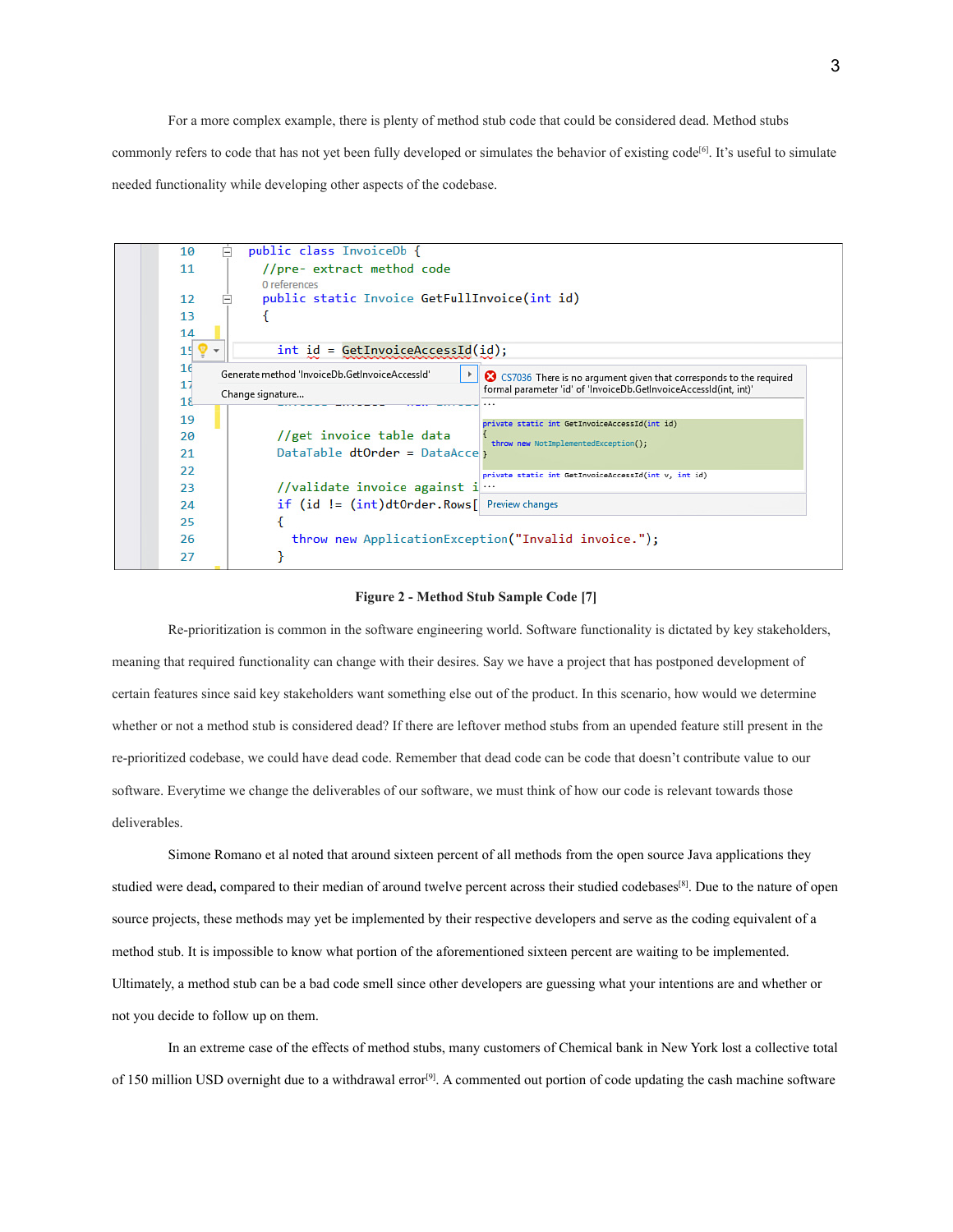For a more complex example, there is plenty of method stub code that could be considered dead. Method stubs commonly refers to code that has not yet been fully developed or simulates the behavior of existing code[6]. It's useful to simulate needed functionality while developing other aspects of the codebase.

```
10  public class InvoiceDb {
11    //pre- extract method code
      0 references
12    public static Invoice GetFullInvoice(int id)
13    {
14
15      int id = GetInvoiceAccessId(id);
16
17
18
19
20      //get invoice table data
21      DataTable dtOrder = DataAcce
22
23      //validate invoice against i
24      if (id != (int)dtOrder.Rows[
25      {
26        throw new ApplicationException("Invalid invoice.");
27      }
```

```
Generate method 'InvoiceDb.GetInvoiceAccessId'
Change signature...

CS7036 There is no argument given that corresponds to the required formal parameter 'id' of 'InvoiceDb.GetInvoiceAccessId(int, int)'

private static int GetInvoiceAccessId(int id)
{
  throw new NotImplementedException();
}

private static int GetInvoiceAccessId(int v, int id)

Preview changes
```

**Figure 2 - Method Stub Sample Code [7]**

Re-prioritization is common in the software engineering world. Software functionality is dictated by key stakeholders, meaning that required functionality can change with their desires. Say we have a project that has postponed development of certain features since said key stakeholders want something else out of the product. In this scenario, how would we determine whether or not a method stub is considered dead? If there are leftover method stubs from an upended feature still present in the re-prioritized codebase, we could have dead code. Remember that dead code can be code that doesn't contribute value to our software. Everytime we change the deliverables of our software, we must think of how our code is relevant towards those deliverables.

Simone Romano et al noted that around sixteen percent of all methods from the open source Java applications they studied were dead, compared to their median of around twelve percent across their studied codebases[8]. Due to the nature of open source projects, these methods may yet be implemented by their respective developers and serve as the coding equivalent of a method stub. It is impossible to know what portion of the aforementioned sixteen percent are waiting to be implemented. Ultimately, a method stub can be a bad code smell since other developers are guessing what your intentions are and whether or not you decide to follow up on them.

In an extreme case of the effects of method stubs, many customers of Chemical bank in New York lost a collective total of 150 million USD overnight due to a withdrawal error[9]. A commented out portion of code updating the cash machine software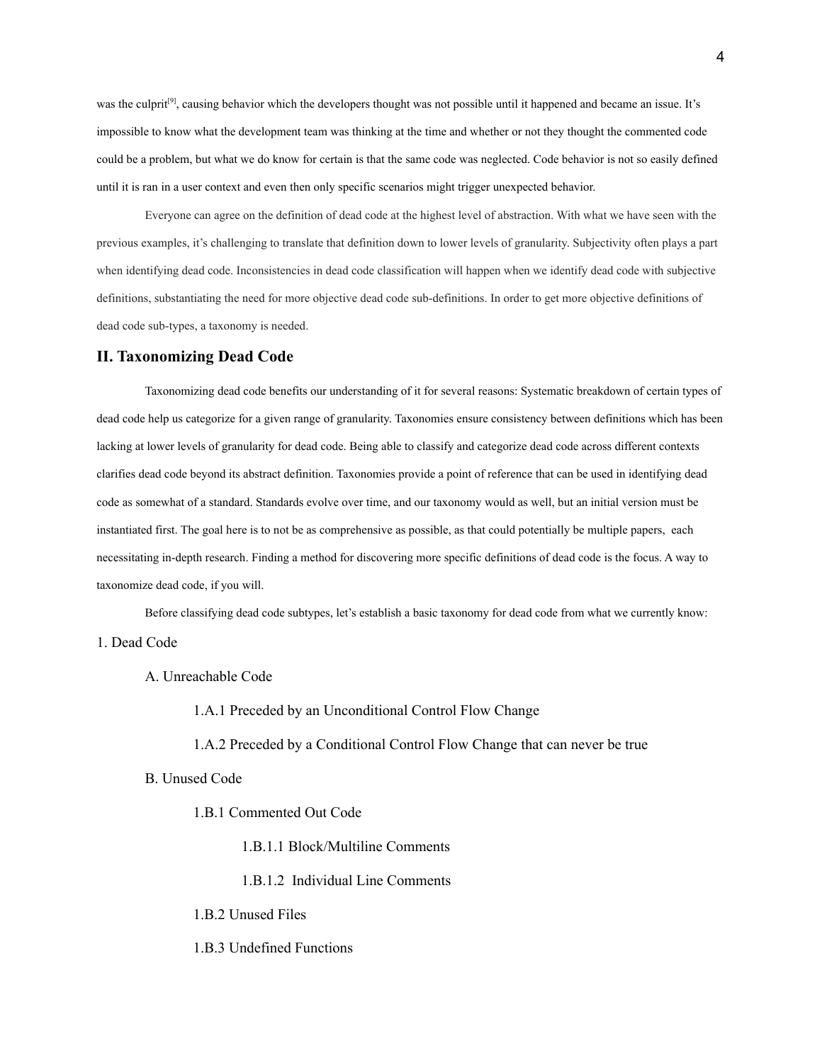was the culprit[9], causing behavior which the developers thought was not possible until it happened and became an issue. It's impossible to know what the development team was thinking at the time and whether or not they thought the commented code could be a problem, but what we do know for certain is that the same code was neglected. Code behavior is not so easily defined until it is ran in a user context and even then only specific scenarios might trigger unexpected behavior.

Everyone can agree on the definition of dead code at the highest level of abstraction. With what we have seen with the previous examples, it's challenging to translate that definition down to lower levels of granularity. Subjectivity often plays a part when identifying dead code. Inconsistencies in dead code classification will happen when we identify dead code with subjective definitions, substantiating the need for more objective dead code sub-definitions. In order to get more objective definitions of dead code sub-types, a taxonomy is needed.

## II. Taxonomizing Dead Code

Taxonomizing dead code benefits our understanding of it for several reasons: Systematic breakdown of certain types of dead code help us categorize for a given range of granularity. Taxonomies ensure consistency between definitions which has been lacking at lower levels of granularity for dead code. Being able to classify and categorize dead code across different contexts clarifies dead code beyond its abstract definition. Taxonomies provide a point of reference that can be used in identifying dead code as somewhat of a standard. Standards evolve over time, and our taxonomy would as well, but an initial version must be instantiated first. The goal here is to not be as comprehensive as possible, as that could potentially be multiple papers, each necessitating in-depth research. Finding a method for discovering more specific definitions of dead code is the focus. A way to taxonomize dead code, if you will.

Before classifying dead code subtypes, let's establish a basic taxonomy for dead code from what we currently know:

1. Dead Code
    - A. Unreachable Code
        - 1.A.1 Preceded by an Unconditional Control Flow Change
        - 1.A.2 Preceded by a Conditional Control Flow Change that can never be true
    - B. Unused Code
        - 1.B.1 Commented Out Code
            - 1.B.1.1 Block/Multiline Comments
            - 1.B.1.2 Individual Line Comments
        - 1.B.2 Unused Files
        - 1.B.3 Undefined Functions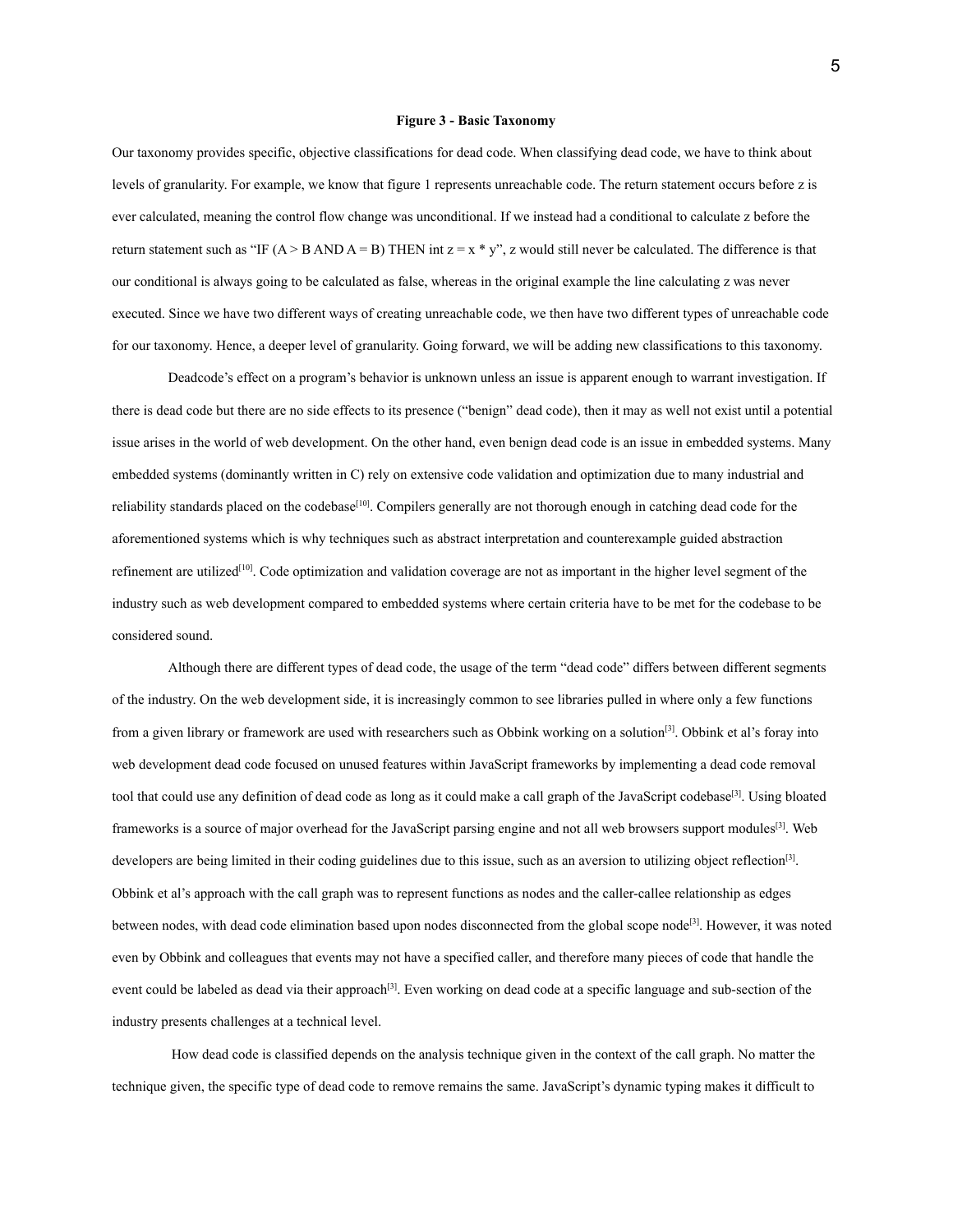**Figure 3 - Basic Taxonomy**

Our taxonomy provides specific, objective classifications for dead code. When classifying dead code, we have to think about levels of granularity. For example, we know that figure 1 represents unreachable code. The return statement occurs before z is ever calculated, meaning the control flow change was unconditional. If we instead had a conditional to calculate z before the return statement such as "IF (A > B AND A = B) THEN int z = x * y", z would still never be calculated. The difference is that our conditional is always going to be calculated as false, whereas in the original example the line calculating z was never executed. Since we have two different ways of creating unreachable code, we then have two different types of unreachable code for our taxonomy. Hence, a deeper level of granularity. Going forward, we will be adding new classifications to this taxonomy.

Deadcode's effect on a program's behavior is unknown unless an issue is apparent enough to warrant investigation. If there is dead code but there are no side effects to its presence ("benign" dead code), then it may as well not exist until a potential issue arises in the world of web development. On the other hand, even benign dead code is an issue in embedded systems. Many embedded systems (dominantly written in C) rely on extensive code validation and optimization due to many industrial and reliability standards placed on the codebase[10]. Compilers generally are not thorough enough in catching dead code for the aforementioned systems which is why techniques such as abstract interpretation and counterexample guided abstraction refinement are utilized[10]. Code optimization and validation coverage are not as important in the higher level segment of the industry such as web development compared to embedded systems where certain criteria have to be met for the codebase to be considered sound.

Although there are different types of dead code, the usage of the term "dead code" differs between different segments of the industry. On the web development side, it is increasingly common to see libraries pulled in where only a few functions from a given library or framework are used with researchers such as Obbink working on a solution[3]. Obbink et al's foray into web development dead code focused on unused features within JavaScript frameworks by implementing a dead code removal tool that could use any definition of dead code as long as it could make a call graph of the JavaScript codebase[3]. Using bloated frameworks is a source of major overhead for the JavaScript parsing engine and not all web browsers support modules[3]. Web developers are being limited in their coding guidelines due to this issue, such as an aversion to utilizing object reflection[3]. Obbink et al's approach with the call graph was to represent functions as nodes and the caller-callee relationship as edges between nodes, with dead code elimination based upon nodes disconnected from the global scope node[3]. However, it was noted even by Obbink and colleagues that events may not have a specified caller, and therefore many pieces of code that handle the event could be labeled as dead via their approach[3]. Even working on dead code at a specific language and sub-section of the industry presents challenges at a technical level.

How dead code is classified depends on the analysis technique given in the context of the call graph. No matter the technique given, the specific type of dead code to remove remains the same. JavaScript's dynamic typing makes it difficult to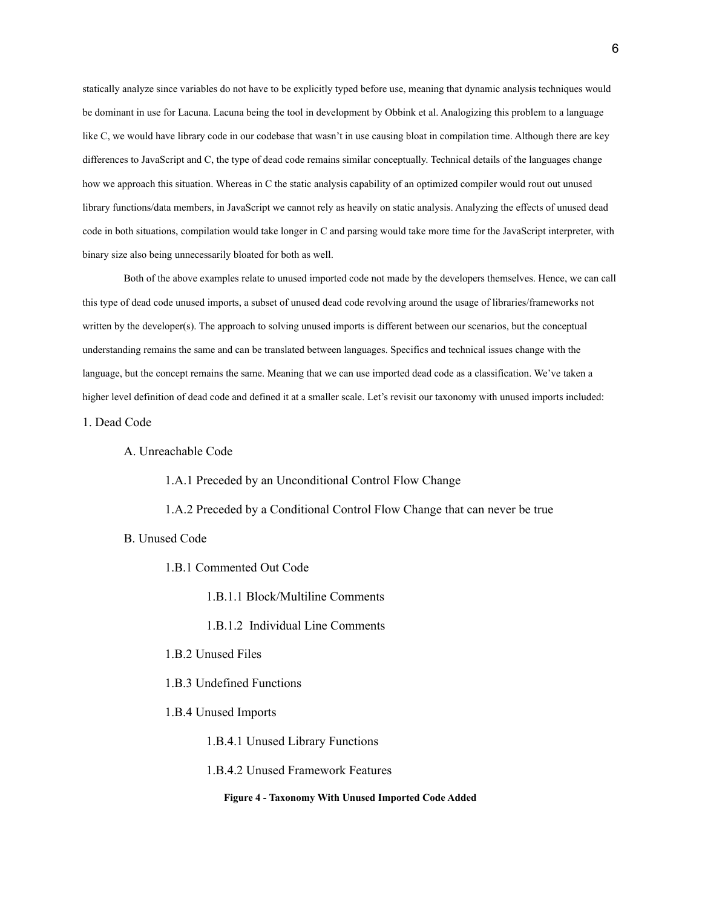statically analyze since variables do not have to be explicitly typed before use, meaning that dynamic analysis techniques would be dominant in use for Lacuna. Lacuna being the tool in development by Obbink et al. Analogizing this problem to a language like C, we would have library code in our codebase that wasn't in use causing bloat in compilation time. Although there are key differences to JavaScript and C, the type of dead code remains similar conceptually. Technical details of the languages change how we approach this situation. Whereas in C the static analysis capability of an optimized compiler would rout out unused library functions/data members, in JavaScript we cannot rely as heavily on static analysis. Analyzing the effects of unused dead code in both situations, compilation would take longer in C and parsing would take more time for the JavaScript interpreter, with binary size also being unnecessarily bloated for both as well.

Both of the above examples relate to unused imported code not made by the developers themselves. Hence, we can call this type of dead code unused imports, a subset of unused dead code revolving around the usage of libraries/frameworks not written by the developer(s). The approach to solving unused imports is different between our scenarios, but the conceptual understanding remains the same and can be translated between languages. Specifics and technical issues change with the language, but the concept remains the same. Meaning that we can use imported dead code as a classification. We've taken a higher level definition of dead code and defined it at a smaller scale. Let's revisit our taxonomy with unused imports included:

1. Dead Code
    - A. Unreachable Code
        - 1.A.1 Preceded by an Unconditional Control Flow Change
        - 1.A.2 Preceded by a Conditional Control Flow Change that can never be true
    - B. Unused Code
        - 1.B.1 Commented Out Code
            - 1.B.1.1 Block/Multiline Comments
            - 1.B.1.2 Individual Line Comments
        - 1.B.2 Unused Files
        - 1.B.3 Undefined Functions
        - 1.B.4 Unused Imports
            - 1.B.4.1 Unused Library Functions
            - 1.B.4.2 Unused Framework Features

**Figure 4 - Taxonomy With Unused Imported Code Added**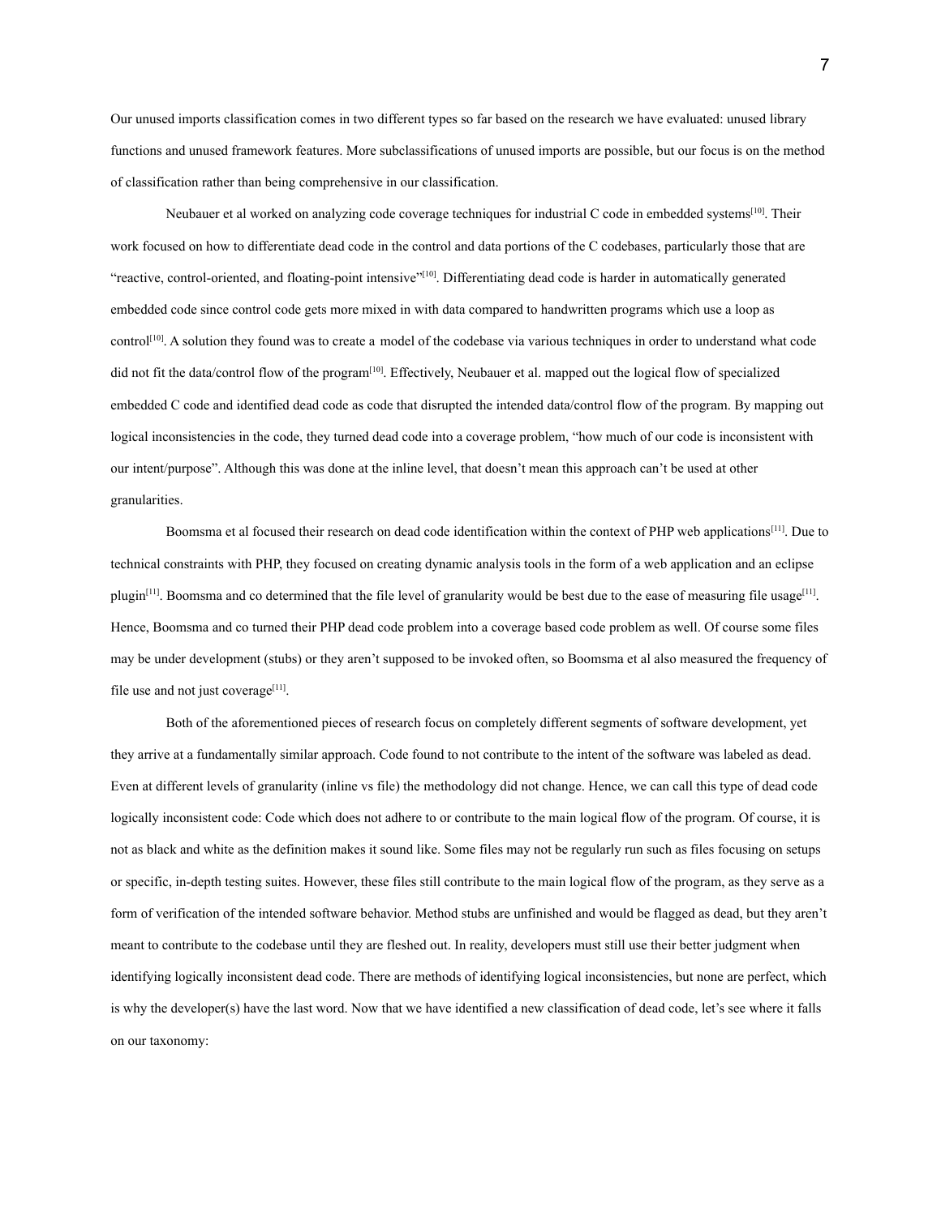Our unused imports classification comes in two different types so far based on the research we have evaluated: unused library functions and unused framework features. More subclassifications of unused imports are possible, but our focus is on the method of classification rather than being comprehensive in our classification.

Neubauer et al worked on analyzing code coverage techniques for industrial C code in embedded systems[10]. Their work focused on how to differentiate dead code in the control and data portions of the C codebases, particularly those that are "reactive, control-oriented, and floating-point intensive"[10]. Differentiating dead code is harder in automatically generated embedded code since control code gets more mixed in with data compared to handwritten programs which use a loop as control[10]. A solution they found was to create a model of the codebase via various techniques in order to understand what code did not fit the data/control flow of the program[10]. Effectively, Neubauer et al. mapped out the logical flow of specialized embedded C code and identified dead code as code that disrupted the intended data/control flow of the program. By mapping out logical inconsistencies in the code, they turned dead code into a coverage problem, "how much of our code is inconsistent with our intent/purpose". Although this was done at the inline level, that doesn't mean this approach can't be used at other granularities.

Boomsma et al focused their research on dead code identification within the context of PHP web applications[11]. Due to technical constraints with PHP, they focused on creating dynamic analysis tools in the form of a web application and an eclipse plugin[11]. Boomsma and co determined that the file level of granularity would be best due to the ease of measuring file usage[11]. Hence, Boomsma and co turned their PHP dead code problem into a coverage based code problem as well. Of course some files may be under development (stubs) or they aren't supposed to be invoked often, so Boomsma et al also measured the frequency of file use and not just coverage[11].

Both of the aforementioned pieces of research focus on completely different segments of software development, yet they arrive at a fundamentally similar approach. Code found to not contribute to the intent of the software was labeled as dead. Even at different levels of granularity (inline vs file) the methodology did not change. Hence, we can call this type of dead code logically inconsistent code: Code which does not adhere to or contribute to the main logical flow of the program. Of course, it is not as black and white as the definition makes it sound like. Some files may not be regularly run such as files focusing on setups or specific, in-depth testing suites. However, these files still contribute to the main logical flow of the program, as they serve as a form of verification of the intended software behavior. Method stubs are unfinished and would be flagged as dead, but they aren't meant to contribute to the codebase until they are fleshed out. In reality, developers must still use their better judgment when identifying logically inconsistent dead code. There are methods of identifying logical inconsistencies, but none are perfect, which is why the developer(s) have the last word. Now that we have identified a new classification of dead code, let's see where it falls on our taxonomy: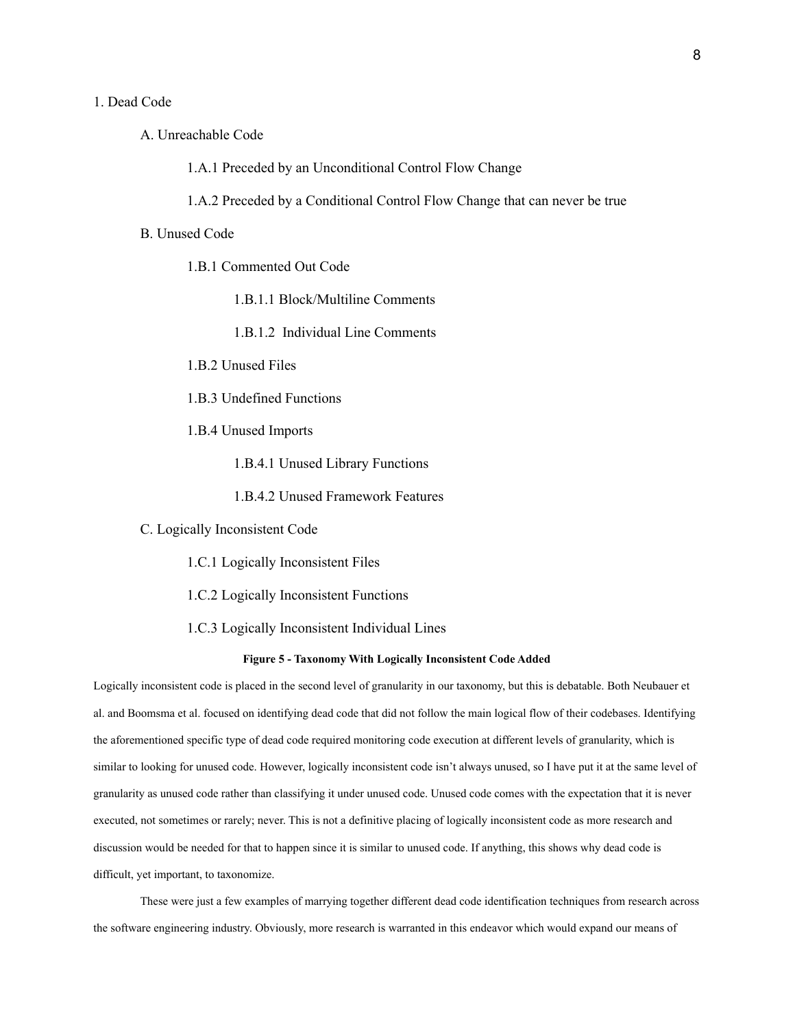1. Dead Code
    - A. Unreachable Code
        - 1.A.1 Preceded by an Unconditional Control Flow Change
        - 1.A.2 Preceded by a Conditional Control Flow Change that can never be true
    - B. Unused Code
        - 1.B.1 Commented Out Code
            - 1.B.1.1 Block/Multiline Comments
            - 1.B.1.2 Individual Line Comments
        - 1.B.2 Unused Files
        - 1.B.3 Undefined Functions
        - 1.B.4 Unused Imports
            - 1.B.4.1 Unused Library Functions
            - 1.B.4.2 Unused Framework Features
    - C. Logically Inconsistent Code
        - 1.C.1 Logically Inconsistent Files
        - 1.C.2 Logically Inconsistent Functions
        - 1.C.3 Logically Inconsistent Individual Lines

**Figure 5 - Taxonomy With Logically Inconsistent Code Added**

Logically inconsistent code is placed in the second level of granularity in our taxonomy, but this is debatable. Both Neubauer et al. and Boomsma et al. focused on identifying dead code that did not follow the main logical flow of their codebases. Identifying the aforementioned specific type of dead code required monitoring code execution at different levels of granularity, which is similar to looking for unused code. However, logically inconsistent code isn't always unused, so I have put it at the same level of granularity as unused code rather than classifying it under unused code. Unused code comes with the expectation that it is never executed, not sometimes or rarely; never. This is not a definitive placing of logically inconsistent code as more research and discussion would be needed for that to happen since it is similar to unused code. If anything, this shows why dead code is difficult, yet important, to taxonomize.

These were just a few examples of marrying together different dead code identification techniques from research across the software engineering industry. Obviously, more research is warranted in this endeavor which would expand our means of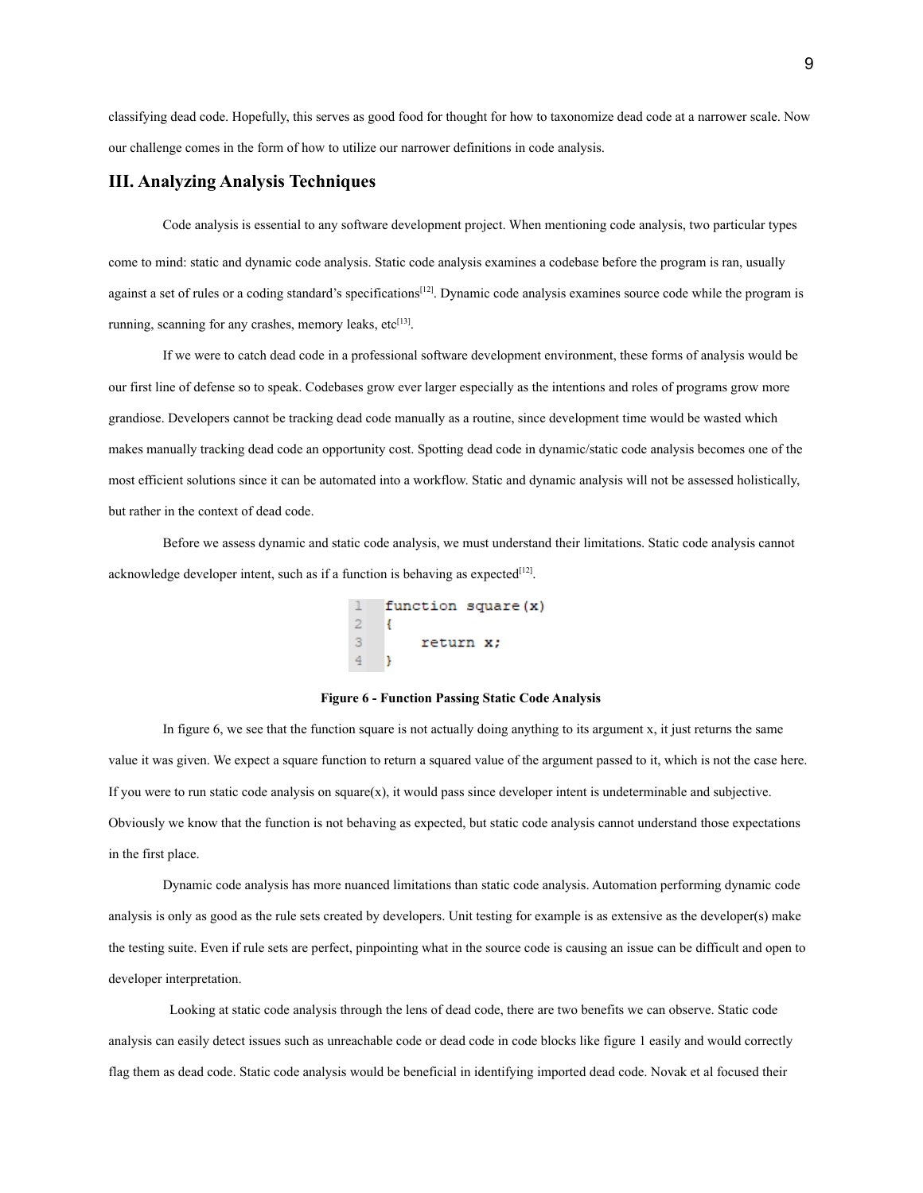classifying dead code. Hopefully, this serves as good food for thought for how to taxonomize dead code at a narrower scale. Now our challenge comes in the form of how to utilize our narrower definitions in code analysis.

## III. Analyzing Analysis Techniques

Code analysis is essential to any software development project. When mentioning code analysis, two particular types come to mind: static and dynamic code analysis. Static code analysis examines a codebase before the program is ran, usually against a set of rules or a coding standard's specifications[12]. Dynamic code analysis examines source code while the program is running, scanning for any crashes, memory leaks, etc[13].

If we were to catch dead code in a professional software development environment, these forms of analysis would be our first line of defense so to speak. Codebases grow ever larger especially as the intentions and roles of programs grow more grandiose. Developers cannot be tracking dead code manually as a routine, since development time would be wasted which makes manually tracking dead code an opportunity cost. Spotting dead code in dynamic/static code analysis becomes one of the most efficient solutions since it can be automated into a workflow. Static and dynamic analysis will not be assessed holistically, but rather in the context of dead code.

Before we assess dynamic and static code analysis, we must understand their limitations. Static code analysis cannot acknowledge developer intent, such as if a function is behaving as expected[12].

```
1  function square(x)
2  {
3      return x;
4  }
```

**Figure 6 - Function Passing Static Code Analysis**

In figure 6, we see that the function square is not actually doing anything to its argument x, it just returns the same value it was given. We expect a square function to return a squared value of the argument passed to it, which is not the case here. If you were to run static code analysis on square(x), it would pass since developer intent is undeterminable and subjective. Obviously we know that the function is not behaving as expected, but static code analysis cannot understand those expectations in the first place.

Dynamic code analysis has more nuanced limitations than static code analysis. Automation performing dynamic code analysis is only as good as the rule sets created by developers. Unit testing for example is as extensive as the developer(s) make the testing suite. Even if rule sets are perfect, pinpointing what in the source code is causing an issue can be difficult and open to developer interpretation.

Looking at static code analysis through the lens of dead code, there are two benefits we can observe. Static code analysis can easily detect issues such as unreachable code or dead code in code blocks like figure 1 easily and would correctly flag them as dead code. Static code analysis would be beneficial in identifying imported dead code. Novak et al focused their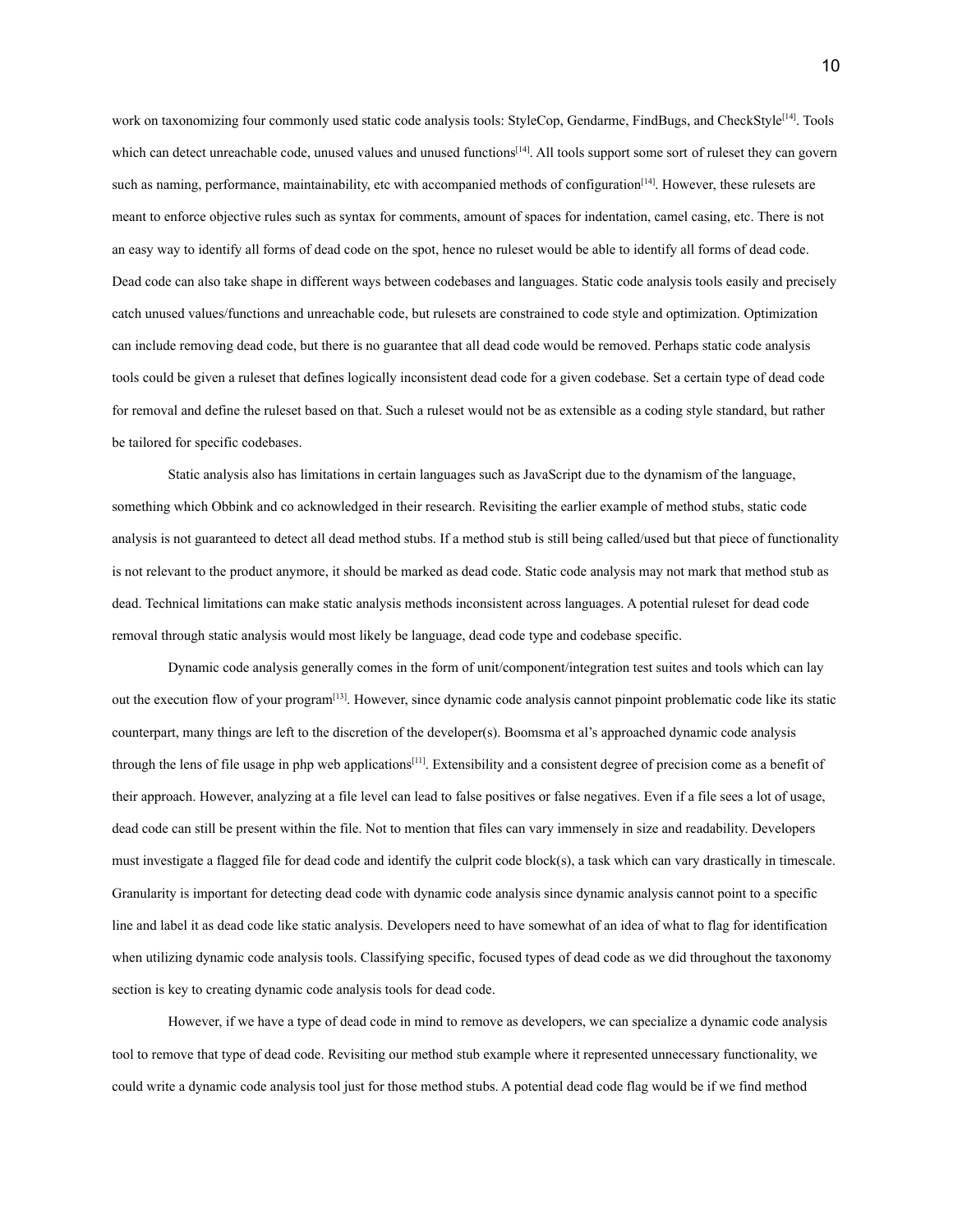work on taxonomizing four commonly used static code analysis tools: StyleCop, Gendarme, FindBugs, and CheckStyle[14]. Tools which can detect unreachable code, unused values and unused functions[14]. All tools support some sort of ruleset they can govern such as naming, performance, maintainability, etc with accompanied methods of configuration[14]. However, these rulesets are meant to enforce objective rules such as syntax for comments, amount of spaces for indentation, camel casing, etc. There is not an easy way to identify all forms of dead code on the spot, hence no ruleset would be able to identify all forms of dead code. Dead code can also take shape in different ways between codebases and languages. Static code analysis tools easily and precisely catch unused values/functions and unreachable code, but rulesets are constrained to code style and optimization. Optimization can include removing dead code, but there is no guarantee that all dead code would be removed. Perhaps static code analysis tools could be given a ruleset that defines logically inconsistent dead code for a given codebase. Set a certain type of dead code for removal and define the ruleset based on that. Such a ruleset would not be as extensible as a coding style standard, but rather be tailored for specific codebases.

Static analysis also has limitations in certain languages such as JavaScript due to the dynamism of the language, something which Obbink and co acknowledged in their research. Revisiting the earlier example of method stubs, static code analysis is not guaranteed to detect all dead method stubs. If a method stub is still being called/used but that piece of functionality is not relevant to the product anymore, it should be marked as dead code. Static code analysis may not mark that method stub as dead. Technical limitations can make static analysis methods inconsistent across languages. A potential ruleset for dead code removal through static analysis would most likely be language, dead code type and codebase specific.

Dynamic code analysis generally comes in the form of unit/component/integration test suites and tools which can lay out the execution flow of your program[13]. However, since dynamic code analysis cannot pinpoint problematic code like its static counterpart, many things are left to the discretion of the developer(s). Boomsma et al's approached dynamic code analysis through the lens of file usage in php web applications[11]. Extensibility and a consistent degree of precision come as a benefit of their approach. However, analyzing at a file level can lead to false positives or false negatives. Even if a file sees a lot of usage, dead code can still be present within the file. Not to mention that files can vary immensely in size and readability. Developers must investigate a flagged file for dead code and identify the culprit code block(s), a task which can vary drastically in timescale. Granularity is important for detecting dead code with dynamic code analysis since dynamic analysis cannot point to a specific line and label it as dead code like static analysis. Developers need to have somewhat of an idea of what to flag for identification when utilizing dynamic code analysis tools. Classifying specific, focused types of dead code as we did throughout the taxonomy section is key to creating dynamic code analysis tools for dead code.

However, if we have a type of dead code in mind to remove as developers, we can specialize a dynamic code analysis tool to remove that type of dead code. Revisiting our method stub example where it represented unnecessary functionality, we could write a dynamic code analysis tool just for those method stubs. A potential dead code flag would be if we find method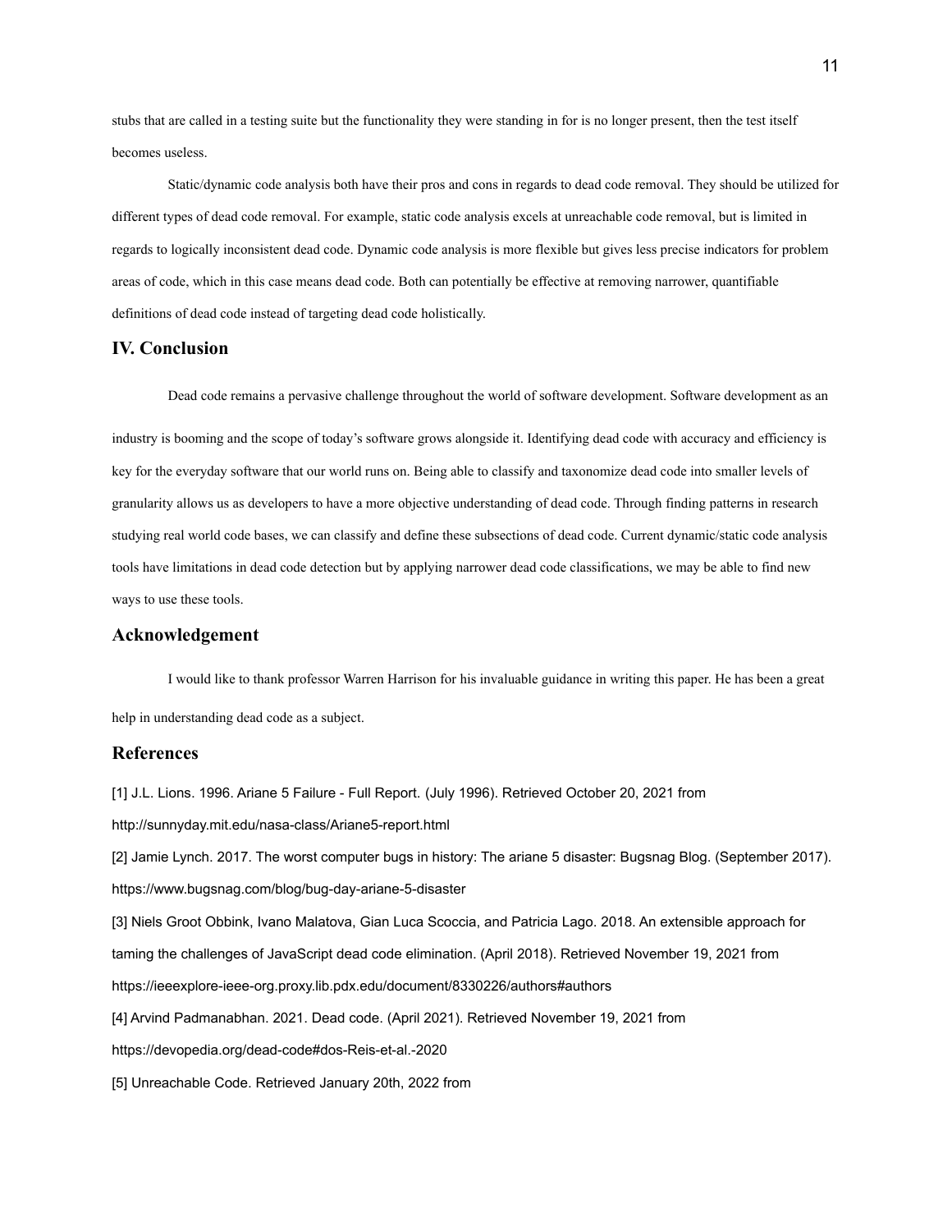stubs that are called in a testing suite but the functionality they were standing in for is no longer present, then the test itself becomes useless.

Static/dynamic code analysis both have their pros and cons in regards to dead code removal. They should be utilized for different types of dead code removal. For example, static code analysis excels at unreachable code removal, but is limited in regards to logically inconsistent dead code. Dynamic code analysis is more flexible but gives less precise indicators for problem areas of code, which in this case means dead code. Both can potentially be effective at removing narrower, quantifiable definitions of dead code instead of targeting dead code holistically.

## IV. Conclusion

Dead code remains a pervasive challenge throughout the world of software development. Software development as an industry is booming and the scope of today's software grows alongside it. Identifying dead code with accuracy and efficiency is key for the everyday software that our world runs on. Being able to classify and taxonomize dead code into smaller levels of granularity allows us as developers to have a more objective understanding of dead code. Through finding patterns in research studying real world code bases, we can classify and define these subsections of dead code. Current dynamic/static code analysis tools have limitations in dead code detection but by applying narrower dead code classifications, we may be able to find new ways to use these tools.

## Acknowledgement

I would like to thank professor Warren Harrison for his invaluable guidance in writing this paper. He has been a great help in understanding dead code as a subject.

## References

[1] J.L. Lions. 1996. Ariane 5 Failure - Full Report. (July 1996). Retrieved October 20, 2021 from http://sunnyday.mit.edu/nasa-class/Ariane5-report.html

[2] Jamie Lynch. 2017. The worst computer bugs in history: The ariane 5 disaster: Bugsnag Blog. (September 2017). https://www.bugsnag.com/blog/bug-day-ariane-5-disaster

[3] Niels Groot Obbink, Ivano Malatova, Gian Luca Scoccia, and Patricia Lago. 2018. An extensible approach for taming the challenges of JavaScript dead code elimination. (April 2018). Retrieved November 19, 2021 from https://ieeexplore-ieee-org.proxy.lib.pdx.edu/document/8330226/authors#authors

[4] Arvind Padmanabhan. 2021. Dead code. (April 2021). Retrieved November 19, 2021 from https://devopedia.org/dead-code#dos-Reis-et-al.-2020

[5] Unreachable Code. Retrieved January 20th, 2022 from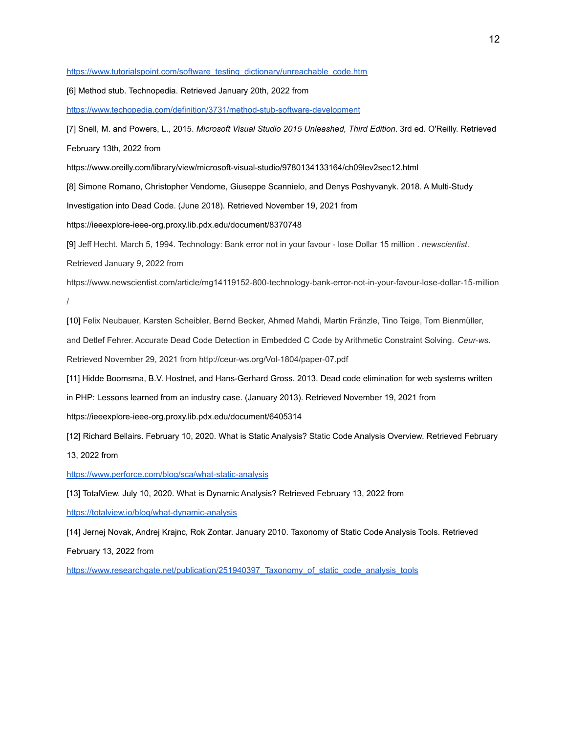https://www.tutorialspoint.com/software_testing_dictionary/unreachable_code.htm

[6] Method stub. Technopedia. Retrieved January 20th, 2022 from

https://www.techopedia.com/definition/3731/method-stub-software-development

[7] Snell, M. and Powers, L., 2015. *Microsoft Visual Studio 2015 Unleashed, Third Edition*. 3rd ed. O'Reilly. Retrieved February 13th, 2022 from

https://www.oreilly.com/library/view/microsoft-visual-studio/9780134133164/ch09lev2sec12.html

[8] Simone Romano, Christopher Vendome, Giuseppe Scannielo, and Denys Poshyvanyk. 2018. A Multi-Study Investigation into Dead Code. (June 2018). Retrieved November 19, 2021 from

https://ieeexplore-ieee-org.proxy.lib.pdx.edu/document/8370748

[9] Jeff Hecht. March 5, 1994. Technology: Bank error not in your favour - lose Dollar 15 million . *newscientist*. Retrieved January 9, 2022 from

https://www.newscientist.com/article/mg14119152-800-technology-bank-error-not-in-your-favour-lose-dollar-15-million/

[10] Felix Neubauer, Karsten Scheibler, Bernd Becker, Ahmed Mahdi, Martin Fränzle, Tino Teige, Tom Bienmüller, and Detlef Fehrer. Accurate Dead Code Detection in Embedded C Code by Arithmetic Constraint Solving. *Ceur-ws*. Retrieved November 29, 2021 from http://ceur-ws.org/Vol-1804/paper-07.pdf

[11] Hidde Boomsma, B.V. Hostnet, and Hans-Gerhard Gross. 2013. Dead code elimination for web systems written in PHP: Lessons learned from an industry case. (January 2013). Retrieved November 19, 2021 from

https://ieeexplore-ieee-org.proxy.lib.pdx.edu/document/6405314

[12] Richard Bellairs. February 10, 2020. What is Static Analysis? Static Code Analysis Overview. Retrieved February 13, 2022 from

https://www.perforce.com/blog/sca/what-static-analysis

[13] TotalView. July 10, 2020. What is Dynamic Analysis? Retrieved February 13, 2022 from

https://totalview.io/blog/what-dynamic-analysis

[14] Jernej Novak, Andrej Krajnc, Rok Zontar. January 2010. Taxonomy of Static Code Analysis Tools. Retrieved February 13, 2022 from

https://www.researchgate.net/publication/251940397_Taxonomy_of_static_code_analysis_tools